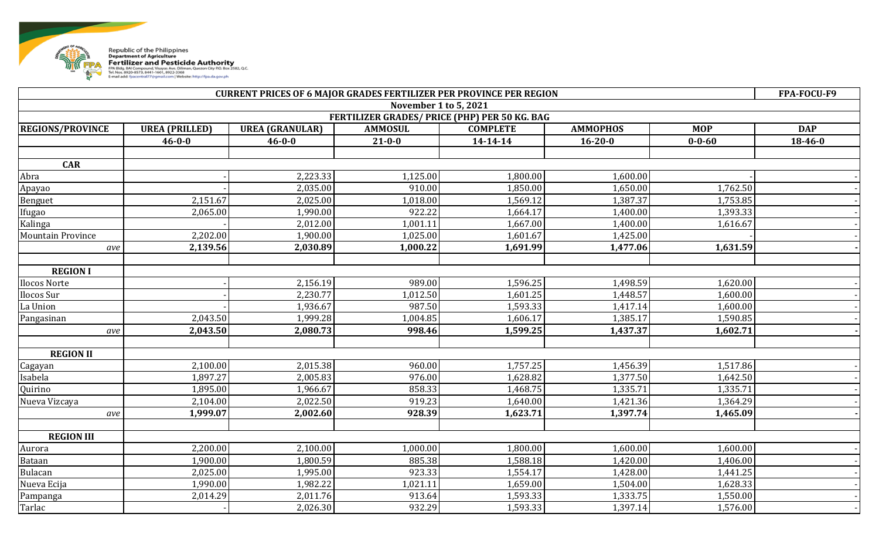Republic of the Philippines
Department of Agriculture
**Fertilizer and Pesticide Authority**
FPA Bldg. BAI Compound, Visayas Ave. Diliman, Quezon City P.O. Box 2582, Q.C.
Tel. Nos. 8920-8573, 8441-1601, 8922-3368
E-mail add: fpacentral77@gmail.com | Website: http://fpa.da.gov.ph

| CURRENT PRICES OF 6 MAJOR GRADES FERTILIZER PER PROVINCE PER REGION | | | | | | | FPA-FOCU-F9 |
|---|---|---|---|---|---|---|---|
| November 1 to 5, 2021 | | | | | | | |
| FERTILIZER GRADES/ PRICE (PHP) PER 50 KG. BAG | | | | | | | |
| **REGIONS/PROVINCE** | **UREA (PRILLED)** | **UREA (GRANULAR)** | **AMMOSUL** | **COMPLETE** | **AMMOPHOS** | **MOP** | **DAP** |
| | **46-0-0** | **46-0-0** | **21-0-0** | **14-14-14** | **16-20-0** | **0-0-60** | **18-46-0** |
| | | | | | | | |
| **CAR** | | | | | | | |
| Abra | - | 2,223.33 | 1,125.00 | 1,800.00 | 1,600.00 | - | - |
| Apayao | - | 2,035.00 | 910.00 | 1,850.00 | 1,650.00 | 1,762.50 | - |
| Benguet | 2,151.67 | 2,025.00 | 1,018.00 | 1,569.12 | 1,387.37 | 1,753.85 | - |
| Ifugao | 2,065.00 | 1,990.00 | 922.22 | 1,664.17 | 1,400.00 | 1,393.33 | - |
| Kalinga | - | 2,012.00 | 1,001.11 | 1,667.00 | 1,400.00 | 1,616.67 | - |
| Mountain Province | 2,202.00 | 1,900.00 | 1,025.00 | 1,601.67 | 1,425.00 | - | - |
| *ave* | **2,139.56** | **2,030.89** | **1,000.22** | **1,691.99** | **1,477.06** | **1,631.59** | **-** |
| | | | | | | | |
| **REGION I** | | | | | | | |
| Ilocos Norte | - | 2,156.19 | 989.00 | 1,596.25 | 1,498.59 | 1,620.00 | - |
| Ilocos Sur | - | 2,230.77 | 1,012.50 | 1,601.25 | 1,448.57 | 1,600.00 | - |
| La Union | - | 1,936.67 | 987.50 | 1,593.33 | 1,417.14 | 1,600.00 | - |
| Pangasinan | 2,043.50 | 1,999.28 | 1,004.85 | 1,606.17 | 1,385.17 | 1,590.85 | - |
| *ave* | **2,043.50** | **2,080.73** | **998.46** | **1,599.25** | **1,437.37** | **1,602.71** | **-** |
| | | | | | | | |
| **REGION II** | | | | | | | |
| Cagayan | 2,100.00 | 2,015.38 | 960.00 | 1,757.25 | 1,456.39 | 1,517.86 | - |
| Isabela | 1,897.27 | 2,005.83 | 976.00 | 1,628.82 | 1,377.50 | 1,642.50 | - |
| Quirino | 1,895.00 | 1,966.67 | 858.33 | 1,468.75 | 1,335.71 | 1,335.71 | - |
| Nueva Vizcaya | 2,104.00 | 2,022.50 | 919.23 | 1,640.00 | 1,421.36 | 1,364.29 | - |
| *ave* | **1,999.07** | **2,002.60** | **928.39** | **1,623.71** | **1,397.74** | **1,465.09** | **-** |
| | | | | | | | |
| **REGION III** | | | | | | | |
| Aurora | 2,200.00 | 2,100.00 | 1,000.00 | 1,800.00 | 1,600.00 | 1,600.00 | - |
| Bataan | 1,900.00 | 1,800.59 | 885.38 | 1,588.18 | 1,420.00 | 1,406.00 | - |
| Bulacan | 2,025.00 | 1,995.00 | 923.33 | 1,554.17 | 1,428.00 | 1,441.25 | - |
| Nueva Ecija | 1,990.00 | 1,982.22 | 1,021.11 | 1,659.00 | 1,504.00 | 1,628.33 | - |
| Pampanga | 2,014.29 | 2,011.76 | 913.64 | 1,593.33 | 1,333.75 | 1,550.00 | - |
| Tarlac | - | 2,026.30 | 932.29 | 1,593.33 | 1,397.14 | 1,576.00 | - |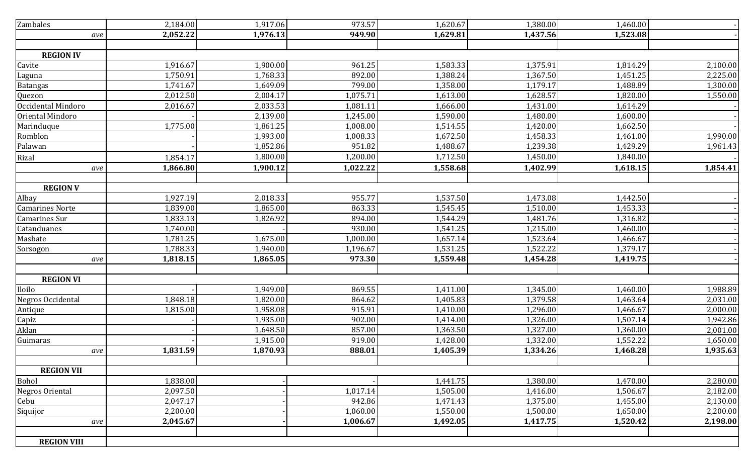| | | | | | | | |
|---|---|---|---|---|---|---|---|
| Zambales | 2,184.00 | 1,917.06 | 973.57 | 1,620.67 | 1,380.00 | 1,460.00 | - |
| *ave* | **2,052.22** | **1,976.13** | **949.90** | **1,629.81** | **1,437.56** | **1,523.08** | **-** |
| | | | | | | | |
| **REGION IV** | | | | | | | |
| Cavite | 1,916.67 | 1,900.00 | 961.25 | 1,583.33 | 1,375.91 | 1,814.29 | 2,100.00 |
| Laguna | 1,750.91 | 1,768.33 | 892.00 | 1,388.24 | 1,367.50 | 1,451.25 | 2,225.00 |
| Batangas | 1,741.67 | 1,649.09 | 799.00 | 1,358.00 | 1,179.17 | 1,488.89 | 1,300.00 |
| Quezon | 2,012.50 | 2,004.17 | 1,075.71 | 1,613.00 | 1,628.57 | 1,820.00 | 1,550.00 |
| Occidental Mindoro | 2,016.67 | 2,033.53 | 1,081.11 | 1,666.00 | 1,431.00 | 1,614.29 | - |
| Oriental Mindoro | - | 2,139.00 | 1,245.00 | 1,590.00 | 1,480.00 | 1,600.00 | - |
| Marinduque | 1,775.00 | 1,861.25 | 1,008.00 | 1,514.55 | 1,420.00 | 1,662.50 | - |
| Romblon | - | 1,993.00 | 1,008.33 | 1,672.50 | 1,458.33 | 1,461.00 | 1,990.00 |
| Palawan | - | 1,852.86 | 951.82 | 1,488.67 | 1,239.38 | 1,429.29 | 1,961.43 |
| Rizal | 1,854.17 | 1,800.00 | 1,200.00 | 1,712.50 | 1,450.00 | 1,840.00 | - |
| *ave* | **1,866.80** | **1,900.12** | **1,022.22** | **1,558.68** | **1,402.99** | **1,618.15** | **1,854.41** |
| | | | | | | | |
| **REGION V** | | | | | | | |
| Albay | 1,927.19 | 2,018.33 | 955.77 | 1,537.50 | 1,473.08 | 1,442.50 | - |
| Camarines Norte | 1,839.00 | 1,865.00 | 863.33 | 1,545.45 | 1,510.00 | 1,453.33 | - |
| Camarines Sur | 1,833.13 | 1,826.92 | 894.00 | 1,544.29 | 1,481.76 | 1,316.82 | - |
| Catanduanes | 1,740.00 | - | 930.00 | 1,541.25 | 1,215.00 | 1,460.00 | - |
| Masbate | 1,781.25 | 1,675.00 | 1,000.00 | 1,657.14 | 1,523.64 | 1,466.67 | - |
| Sorsogon | 1,788.33 | 1,940.00 | 1,196.67 | 1,531.25 | 1,522.22 | 1,379.17 | - |
| *ave* | **1,818.15** | **1,865.05** | **973.30** | **1,559.48** | **1,454.28** | **1,419.75** | **-** |
| | | | | | | | |
| **REGION VI** | | | | | | | |
| Iloilo | - | 1,949.00 | 869.55 | 1,411.00 | 1,345.00 | 1,460.00 | 1,988.89 |
| Negros Occidental | 1,848.18 | 1,820.00 | 864.62 | 1,405.83 | 1,379.58 | 1,463.64 | 2,031.00 |
| Antique | 1,815.00 | 1,958.08 | 915.91 | 1,410.00 | 1,296.00 | 1,466.67 | 2,000.00 |
| Capiz | - | 1,935.00 | 902.00 | 1,414.00 | 1,326.00 | 1,507.14 | 1,942.86 |
| Aklan | - | 1,648.50 | 857.00 | 1,363.50 | 1,327.00 | 1,360.00 | 2,001.00 |
| Guimaras | - | 1,915.00 | 919.00 | 1,428.00 | 1,332.00 | 1,552.22 | 1,650.00 |
| *ave* | **1,831.59** | **1,870.93** | **888.01** | **1,405.39** | **1,334.26** | **1,468.28** | **1,935.63** |
| | | | | | | | |
| **REGION VII** | | | | | | | |
| Bohol | 1,838.00 | - | - | 1,441.75 | 1,380.00 | 1,470.00 | 2,280.00 |
| Negros Oriental | 2,097.50 | - | 1,017.14 | 1,505.00 | 1,416.00 | 1,506.67 | 2,182.00 |
| Cebu | 2,047.17 | - | 942.86 | 1,471.43 | 1,375.00 | 1,455.00 | 2,130.00 |
| Siquijor | 2,200.00 | - | 1,060.00 | 1,550.00 | 1,500.00 | 1,650.00 | 2,200.00 |
| *ave* | **2,045.67** | **-** | **1,006.67** | **1,492.05** | **1,417.75** | **1,520.42** | **2,198.00** |
| | | | | | | | |
| **REGION VIII** | | | | | | | |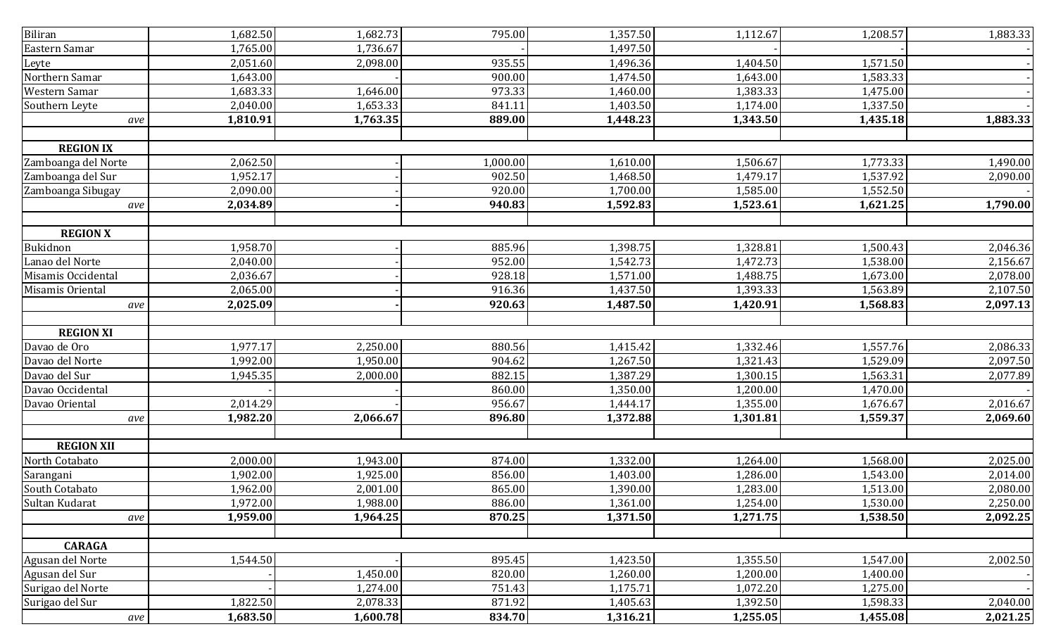| | | | | | | | |
|---|---|---|---|---|---|---|---|
| Biliran | 1,682.50 | 1,682.73 | 795.00 | 1,357.50 | 1,112.67 | 1,208.57 | 1,883.33 |
| Eastern Samar | 1,765.00 | 1,736.67 | - | 1,497.50 | - | - | - |
| Leyte | 2,051.60 | 2,098.00 | 935.55 | 1,496.36 | 1,404.50 | 1,571.50 | - |
| Northern Samar | 1,643.00 | - | 900.00 | 1,474.50 | 1,643.00 | 1,583.33 | - |
| Western Samar | 1,683.33 | 1,646.00 | 973.33 | 1,460.00 | 1,383.33 | 1,475.00 | - |
| Southern Leyte | 2,040.00 | 1,653.33 | 841.11 | 1,403.50 | 1,174.00 | 1,337.50 | - |
| *ave* | **1,810.91** | **1,763.35** | **889.00** | **1,448.23** | **1,343.50** | **1,435.18** | **1,883.33** |
| | | | | | | | |
| **REGION IX** | | | | | | | |
| Zamboanga del Norte | 2,062.50 | - | 1,000.00 | 1,610.00 | 1,506.67 | 1,773.33 | 1,490.00 |
| Zamboanga del Sur | 1,952.17 | - | 902.50 | 1,468.50 | 1,479.17 | 1,537.92 | 2,090.00 |
| Zamboanga Sibugay | 2,090.00 | - | 920.00 | 1,700.00 | 1,585.00 | 1,552.50 | - |
| *ave* | **2,034.89** | **-** | **940.83** | **1,592.83** | **1,523.61** | **1,621.25** | **1,790.00** |
| | | | | | | | |
| **REGION X** | | | | | | | |
| Bukidnon | 1,958.70 | - | 885.96 | 1,398.75 | 1,328.81 | 1,500.43 | 2,046.36 |
| Lanao del Norte | 2,040.00 | - | 952.00 | 1,542.73 | 1,472.73 | 1,538.00 | 2,156.67 |
| Misamis Occidental | 2,036.67 | - | 928.18 | 1,571.00 | 1,488.75 | 1,673.00 | 2,078.00 |
| Misamis Oriental | 2,065.00 | - | 916.36 | 1,437.50 | 1,393.33 | 1,563.89 | 2,107.50 |
| *ave* | **2,025.09** | **-** | **920.63** | **1,487.50** | **1,420.91** | **1,568.83** | **2,097.13** |
| | | | | | | | |
| **REGION XI** | | | | | | | |
| Davao de Oro | 1,977.17 | 2,250.00 | 880.56 | 1,415.42 | 1,332.46 | 1,557.76 | 2,086.33 |
| Davao del Norte | 1,992.00 | 1,950.00 | 904.62 | 1,267.50 | 1,321.43 | 1,529.09 | 2,097.50 |
| Davao del Sur | 1,945.35 | 2,000.00 | 882.15 | 1,387.29 | 1,300.15 | 1,563.31 | 2,077.89 |
| Davao Occidental | - | - | 860.00 | 1,350.00 | 1,200.00 | 1,470.00 | - |
| Davao Oriental | 2,014.29 | - | 956.67 | 1,444.17 | 1,355.00 | 1,676.67 | 2,016.67 |
| *ave* | **1,982.20** | **2,066.67** | **896.80** | **1,372.88** | **1,301.81** | **1,559.37** | **2,069.60** |
| | | | | | | | |
| **REGION XII** | | | | | | | |
| North Cotabato | 2,000.00 | 1,943.00 | 874.00 | 1,332.00 | 1,264.00 | 1,568.00 | 2,025.00 |
| Sarangani | 1,902.00 | 1,925.00 | 856.00 | 1,403.00 | 1,286.00 | 1,543.00 | 2,014.00 |
| South Cotabato | 1,962.00 | 2,001.00 | 865.00 | 1,390.00 | 1,283.00 | 1,513.00 | 2,080.00 |
| Sultan Kudarat | 1,972.00 | 1,988.00 | 886.00 | 1,361.00 | 1,254.00 | 1,530.00 | 2,250.00 |
| *ave* | **1,959.00** | **1,964.25** | **870.25** | **1,371.50** | **1,271.75** | **1,538.50** | **2,092.25** |
| | | | | | | | |
| **CARAGA** | | | | | | | |
| Agusan del Norte | 1,544.50 | - | 895.45 | 1,423.50 | 1,355.50 | 1,547.00 | 2,002.50 |
| Agusan del Sur | - | 1,450.00 | 820.00 | 1,260.00 | 1,200.00 | 1,400.00 | - |
| Surigao del Norte | - | 1,274.00 | 751.43 | 1,175.71 | 1,072.20 | 1,275.00 | - |
| Surigao del Sur | 1,822.50 | 2,078.33 | 871.92 | 1,405.63 | 1,392.50 | 1,598.33 | 2,040.00 |
| *ave* | **1,683.50** | **1,600.78** | **834.70** | **1,316.21** | **1,255.05** | **1,455.08** | **2,021.25** |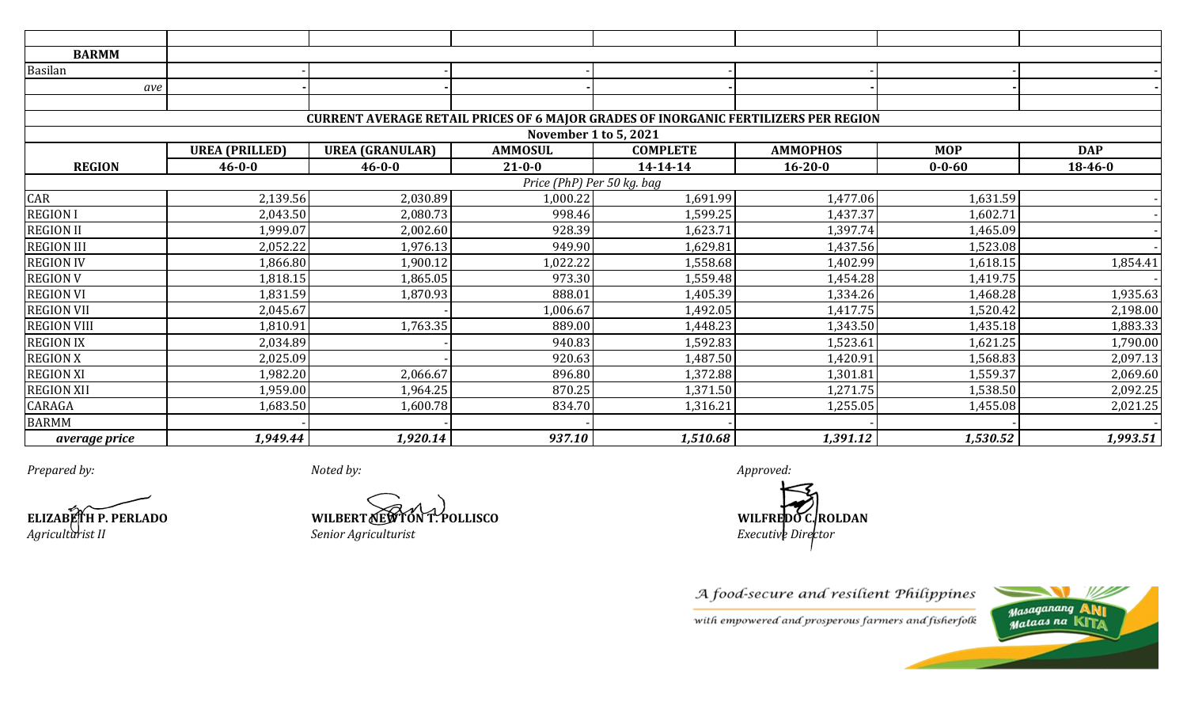| | | | | | | | |
|---|---|---|---|---|---|---|---|
| **BARMM** | | | | | | | |
| Basilan | - | - | - | - | - | - | - |
| *ave* | - | - | - | - | - | - | - |

**CURRENT AVERAGE RETAIL PRICES OF 6 MAJOR GRADES OF INORGANIC FERTILIZERS PER REGION**

**November 1 to 5, 2021**

| | **UREA (PRILLED)** | **UREA (GRANULAR)** | **AMMOSUL** | **COMPLETE** | **AMMOPHOS** | **MOP** | **DAP** |
|---|---|---|---|---|---|---|---|
| **REGION** | **46-0-0** | **46-0-0** | **21-0-0** | **14-14-14** | **16-20-0** | **0-0-60** | **18-46-0** |
| | | | *Price (PhP) Per 50 kg. bag* | | | | |
| CAR | 2,139.56 | 2,030.89 | 1,000.22 | 1,691.99 | 1,477.06 | 1,631.59 | - |
| REGION I | 2,043.50 | 2,080.73 | 998.46 | 1,599.25 | 1,437.37 | 1,602.71 | - |
| REGION II | 1,999.07 | 2,002.60 | 928.39 | 1,623.71 | 1,397.74 | 1,465.09 | - |
| REGION III | 2,052.22 | 1,976.13 | 949.90 | 1,629.81 | 1,437.56 | 1,523.08 | - |
| REGION IV | 1,866.80 | 1,900.12 | 1,022.22 | 1,558.68 | 1,402.99 | 1,618.15 | 1,854.41 |
| REGION V | 1,818.15 | 1,865.05 | 973.30 | 1,559.48 | 1,454.28 | 1,419.75 | - |
| REGION VI | 1,831.59 | 1,870.93 | 888.01 | 1,405.39 | 1,334.26 | 1,468.28 | 1,935.63 |
| REGION VII | 2,045.67 | - | 1,006.67 | 1,492.05 | 1,417.75 | 1,520.42 | 2,198.00 |
| REGION VIII | 1,810.91 | 1,763.35 | 889.00 | 1,448.23 | 1,343.50 | 1,435.18 | 1,883.33 |
| REGION IX | 2,034.89 | - | 940.83 | 1,592.83 | 1,523.61 | 1,621.25 | 1,790.00 |
| REGION X | 2,025.09 | - | 920.63 | 1,487.50 | 1,420.91 | 1,568.83 | 2,097.13 |
| REGION XI | 1,982.20 | 2,066.67 | 896.80 | 1,372.88 | 1,301.81 | 1,559.37 | 2,069.60 |
| REGION XII | 1,959.00 | 1,964.25 | 870.25 | 1,371.50 | 1,271.75 | 1,538.50 | 2,092.25 |
| CARAGA | 1,683.50 | 1,600.78 | 834.70 | 1,316.21 | 1,255.05 | 1,455.08 | 2,021.25 |
| BARMM | - | - | - | - | - | - | - |
| ***average price*** | ***1,949.44*** | ***1,920.14*** | ***937.10*** | ***1,510.68*** | ***1,391.12*** | ***1,530.52*** | ***1,993.51*** |

*Prepared by:*

**ELIZABETH P. PERLADO**
*Agriculturist II*

*Noted by:*

**WILBERT NEWTON T. POLLISCO**
*Senior Agriculturist*

*Approved:*

**WILFREDO C. ROLDAN**
*Executive Director*

*A food-secure and resilient Philippines with empowered and prosperous farmers and fisherfolk*

Masaganang ANI Mataas na KITA